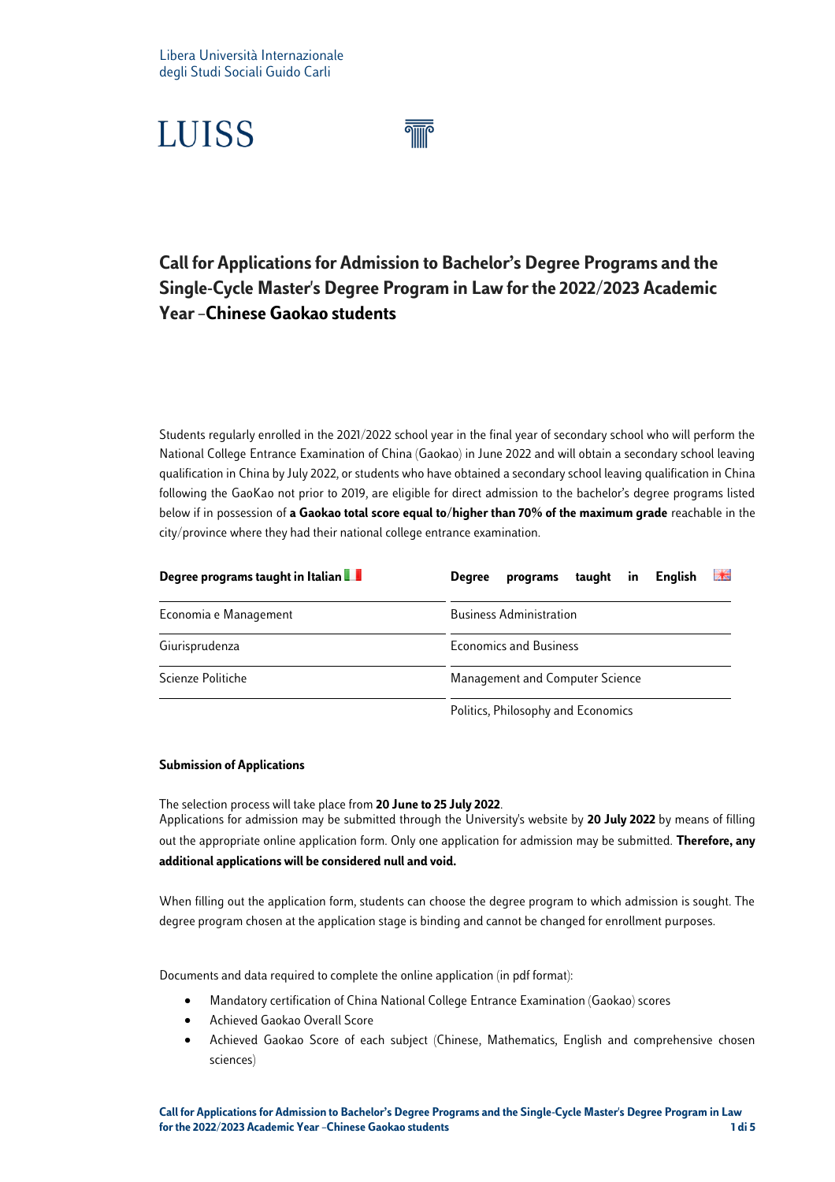Libera Università Internazionale
degli Studi Sociali Guido Carli

LUISS

# Call for Applications for Admission to Bachelor's Degree Programs and the Single-Cycle Master's Degree Program in Law for the 2022/2023 Academic Year –Chinese Gaokao students

Students regularly enrolled in the 2021/2022 school year in the final year of secondary school who will perform the National College Entrance Examination of China (Gaokao) in June 2022 and will obtain a secondary school leaving qualification in China by July 2022, or students who have obtained a secondary school leaving qualification in China following the GaoKao not prior to 2019, are eligible for direct admission to the bachelor's degree programs listed below if in possession of **a Gaokao total score equal to/higher than 70% of the maximum grade** reachable in the city/province where they had their national college entrance examination.

| Degree programs taught in Italian | Degree programs taught in English |
|---|---|
| Economia e Management | Business Administration |
| Giurisprudenza | Economics and Business |
| Scienze Politiche | Management and Computer Science |
| | Politics, Philosophy and Economics |

**Submission of Applications**

The selection process will take place from **20 June to 25 July 2022**.
Applications for admission may be submitted through the University's website by **20 July 2022** by means of filling out the appropriate online application form. Only one application for admission may be submitted. **Therefore, any additional applications will be considered null and void.**

When filling out the application form, students can choose the degree program to which admission is sought. The degree program chosen at the application stage is binding and cannot be changed for enrollment purposes.

Documents and data required to complete the online application (in pdf format):

- Mandatory certification of China National College Entrance Examination (Gaokao) scores
- Achieved Gaokao Overall Score
- Achieved Gaokao Score of each subject (Chinese, Mathematics, English and comprehensive chosen sciences)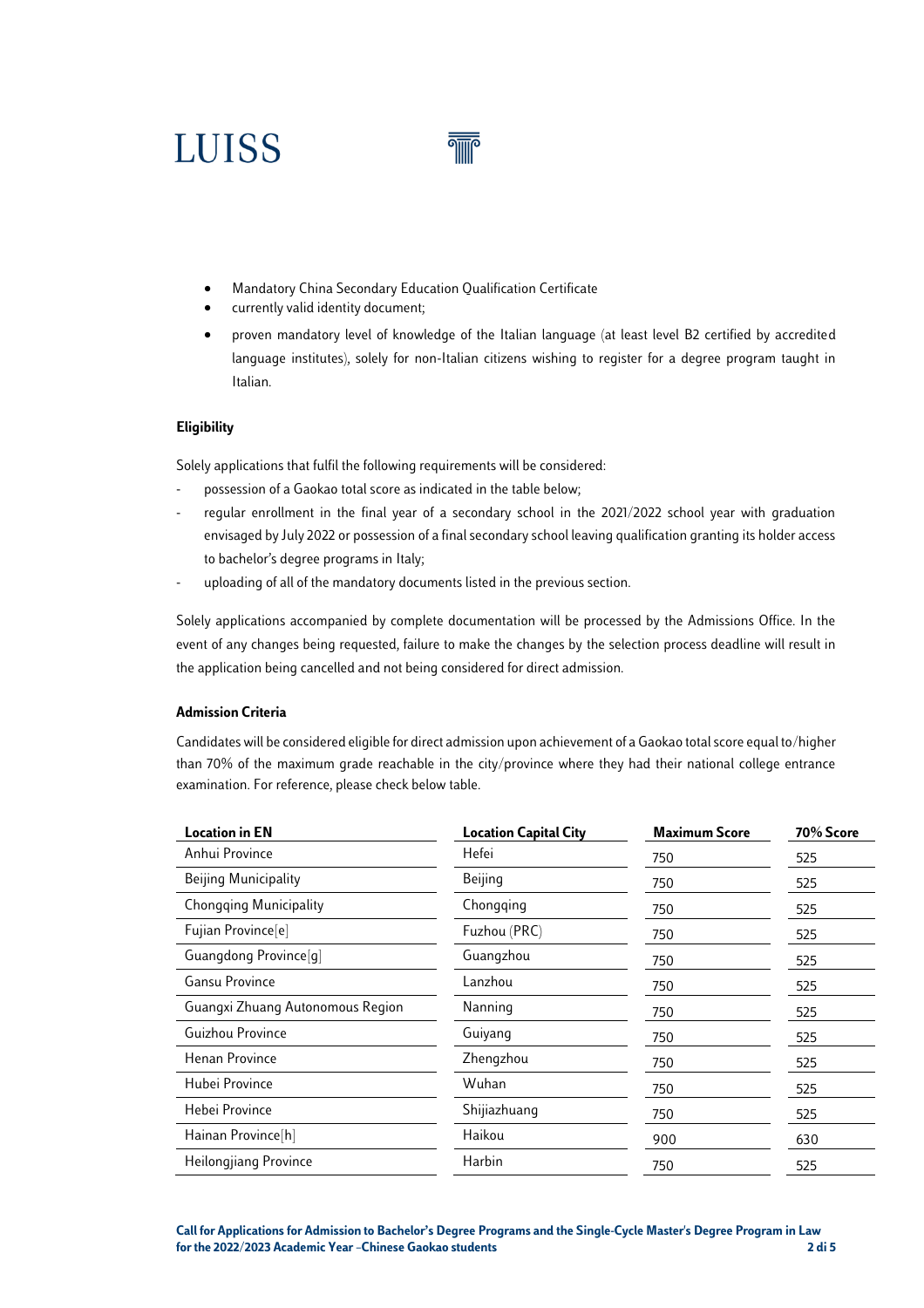- Mandatory China Secondary Education Qualification Certificate
- currently valid identity document;
- proven mandatory level of knowledge of the Italian language (at least level B2 certified by accredited language institutes), solely for non-Italian citizens wishing to register for a degree program taught in Italian.

**Eligibility**

Solely applications that fulfil the following requirements will be considered:

- possession of a Gaokao total score as indicated in the table below;
- regular enrollment in the final year of a secondary school in the 2021/2022 school year with graduation envisaged by July 2022 or possession of a final secondary school leaving qualification granting its holder access to bachelor's degree programs in Italy;
- uploading of all of the mandatory documents listed in the previous section.

Solely applications accompanied by complete documentation will be processed by the Admissions Office. In the event of any changes being requested, failure to make the changes by the selection process deadline will result in the application being cancelled and not being considered for direct admission.

**Admission Criteria**

Candidates will be considered eligible for direct admission upon achievement of a Gaokao total score equal to/higher than 70% of the maximum grade reachable in the city/province where they had their national college entrance examination. For reference, please check below table.

| Location in EN | Location Capital City | Maximum Score | 70% Score |
|---|---|---|---|
| Anhui Province | Hefei | 750 | 525 |
| Beijing Municipality | Beijing | 750 | 525 |
| Chongqing Municipality | Chongqing | 750 | 525 |
| Fujian Province[e] | Fuzhou (PRC) | 750 | 525 |
| Guangdong Province[g] | Guangzhou | 750 | 525 |
| Gansu Province | Lanzhou | 750 | 525 |
| Guangxi Zhuang Autonomous Region | Nanning | 750 | 525 |
| Guizhou Province | Guiyang | 750 | 525 |
| Henan Province | Zhengzhou | 750 | 525 |
| Hubei Province | Wuhan | 750 | 525 |
| Hebei Province | Shijiazhuang | 750 | 525 |
| Hainan Province[h] | Haikou | 900 | 630 |
| Heilongjiang Province | Harbin | 750 | 525 |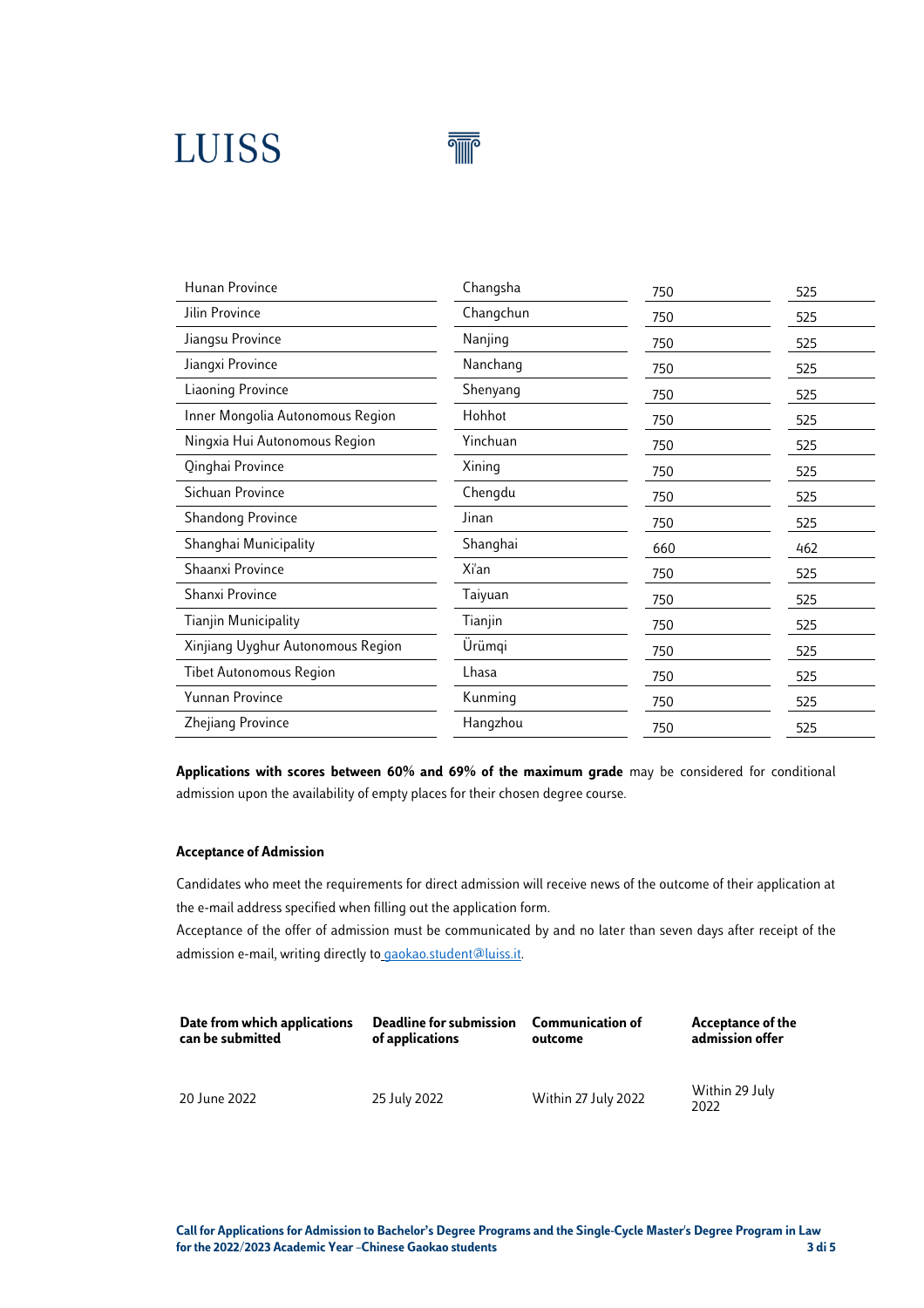| | | | |
|---|---|---|---|
| Hunan Province | Changsha | 750 | 525 |
| Jilin Province | Changchun | 750 | 525 |
| Jiangsu Province | Nanjing | 750 | 525 |
| Jiangxi Province | Nanchang | 750 | 525 |
| Liaoning Province | Shenyang | 750 | 525 |
| Inner Mongolia Autonomous Region | Hohhot | 750 | 525 |
| Ningxia Hui Autonomous Region | Yinchuan | 750 | 525 |
| Qinghai Province | Xining | 750 | 525 |
| Sichuan Province | Chengdu | 750 | 525 |
| Shandong Province | Jinan | 750 | 525 |
| Shanghai Municipality | Shanghai | 660 | 462 |
| Shaanxi Province | Xi'an | 750 | 525 |
| Shanxi Province | Taiyuan | 750 | 525 |
| Tianjin Municipality | Tianjin | 750 | 525 |
| Xinjiang Uyghur Autonomous Region | Ürümqi | 750 | 525 |
| Tibet Autonomous Region | Lhasa | 750 | 525 |
| Yunnan Province | Kunming | 750 | 525 |
| Zhejiang Province | Hangzhou | 750 | 525 |

**Applications with scores between 60% and 69% of the maximum grade** may be considered for conditional admission upon the availability of empty places for their chosen degree course.

### Acceptance of Admission

Candidates who meet the requirements for direct admission will receive news of the outcome of their application at the e-mail address specified when filling out the application form.

Acceptance of the offer of admission must be communicated by and no later than seven days after receipt of the admission e-mail, writing directly to gaokao.student@luiss.it.

| Date from which applications can be submitted | Deadline for submission of applications | Communication of outcome | Acceptance of the admission offer |
|---|---|---|---|
| 20 June 2022 | 25 July 2022 | Within 27 July 2022 | Within 29 July 2022 |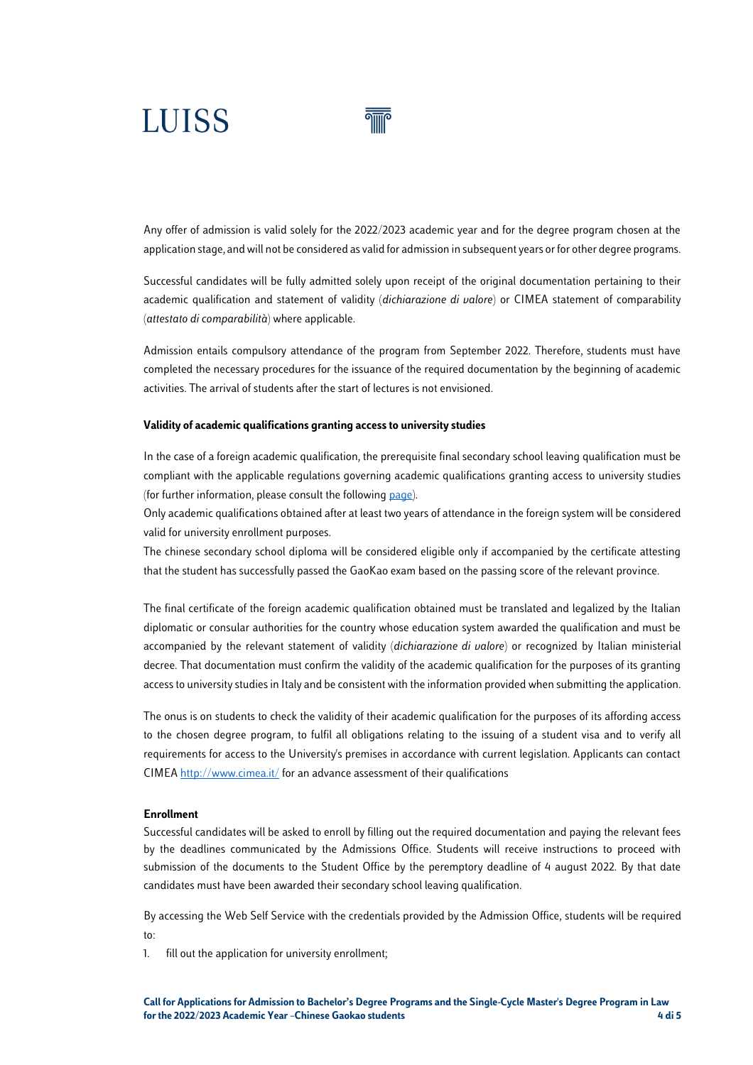Any offer of admission is valid solely for the 2022/2023 academic year and for the degree program chosen at the application stage, and will not be considered as valid for admission in subsequent years or for other degree programs.

Successful candidates will be fully admitted solely upon receipt of the original documentation pertaining to their academic qualification and statement of validity (*dichiarazione di valore*) or CIMEA statement of comparability (*attestato di comparabilità*) where applicable.

Admission entails compulsory attendance of the program from September 2022. Therefore, students must have completed the necessary procedures for the issuance of the required documentation by the beginning of academic activities. The arrival of students after the start of lectures is not envisioned.

**Validity of academic qualifications granting access to university studies**

In the case of a foreign academic qualification, the prerequisite final secondary school leaving qualification must be compliant with the applicable regulations governing academic qualifications granting access to university studies (for further information, please consult the following page).

Only academic qualifications obtained after at least two years of attendance in the foreign system will be considered valid for university enrollment purposes.

The chinese secondary school diploma will be considered eligible only if accompanied by the certificate attesting that the student has successfully passed the GaoKao exam based on the passing score of the relevant province.

The final certificate of the foreign academic qualification obtained must be translated and legalized by the Italian diplomatic or consular authorities for the country whose education system awarded the qualification and must be accompanied by the relevant statement of validity (*dichiarazione di valore*) or recognized by Italian ministerial decree. That documentation must confirm the validity of the academic qualification for the purposes of its granting access to university studies in Italy and be consistent with the information provided when submitting the application.

The onus is on students to check the validity of their academic qualification for the purposes of its affording access to the chosen degree program, to fulfil all obligations relating to the issuing of a student visa and to verify all requirements for access to the University's premises in accordance with current legislation. Applicants can contact CIMEA http://www.cimea.it/ for an advance assessment of their qualifications

**Enrollment**

Successful candidates will be asked to enroll by filling out the required documentation and paying the relevant fees by the deadlines communicated by the Admissions Office. Students will receive instructions to proceed with submission of the documents to the Student Office by the peremptory deadline of 4 august 2022. By that date candidates must have been awarded their secondary school leaving qualification.

By accessing the Web Self Service with the credentials provided by the Admission Office, students will be required to:

1. fill out the application for university enrollment;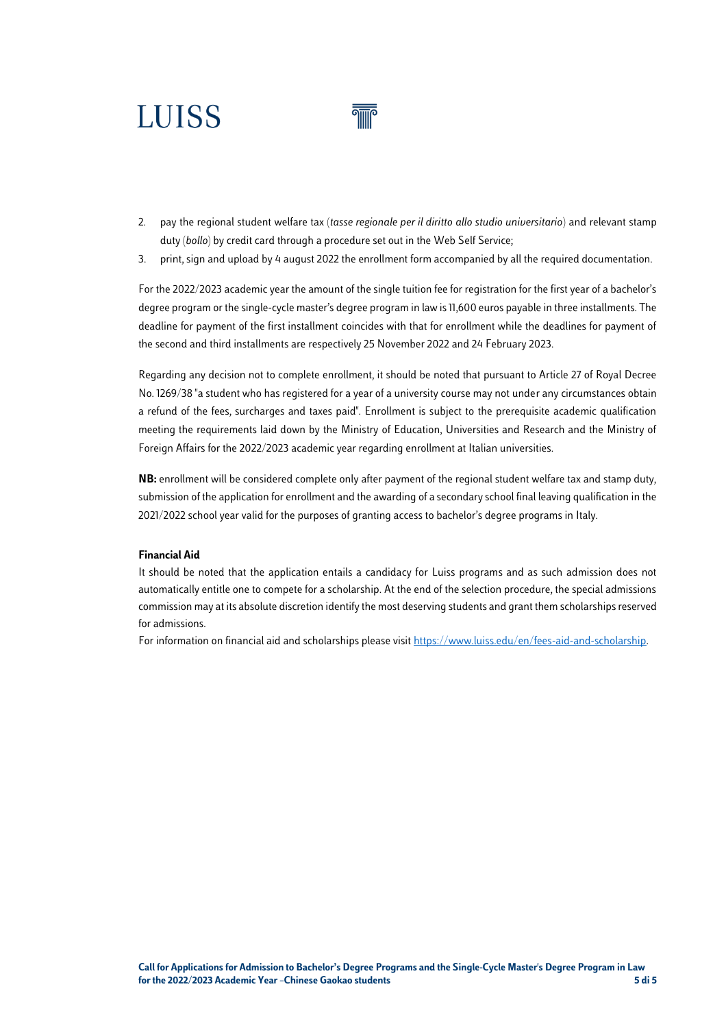2. pay the regional student welfare tax (*tasse regionale per il diritto allo studio universitario*) and relevant stamp duty (*bollo*) by credit card through a procedure set out in the Web Self Service;
3. print, sign and upload by 4 august 2022 the enrollment form accompanied by all the required documentation.

For the 2022/2023 academic year the amount of the single tuition fee for registration for the first year of a bachelor's degree program or the single-cycle master's degree program in law is 11,600 euros payable in three installments. The deadline for payment of the first installment coincides with that for enrollment while the deadlines for payment of the second and third installments are respectively 25 November 2022 and 24 February 2023.

Regarding any decision not to complete enrollment, it should be noted that pursuant to Article 27 of Royal Decree No. 1269/38 "a student who has registered for a year of a university course may not under any circumstances obtain a refund of the fees, surcharges and taxes paid". Enrollment is subject to the prerequisite academic qualification meeting the requirements laid down by the Ministry of Education, Universities and Research and the Ministry of Foreign Affairs for the 2022/2023 academic year regarding enrollment at Italian universities.

**NB:** enrollment will be considered complete only after payment of the regional student welfare tax and stamp duty, submission of the application for enrollment and the awarding of a secondary school final leaving qualification in the 2021/2022 school year valid for the purposes of granting access to bachelor's degree programs in Italy.

**Financial Aid**

It should be noted that the application entails a candidacy for Luiss programs and as such admission does not automatically entitle one to compete for a scholarship. At the end of the selection procedure, the special admissions commission may at its absolute discretion identify the most deserving students and grant them scholarships reserved for admissions.

For information on financial aid and scholarships please visit https://www.luiss.edu/en/fees-aid-and-scholarship.